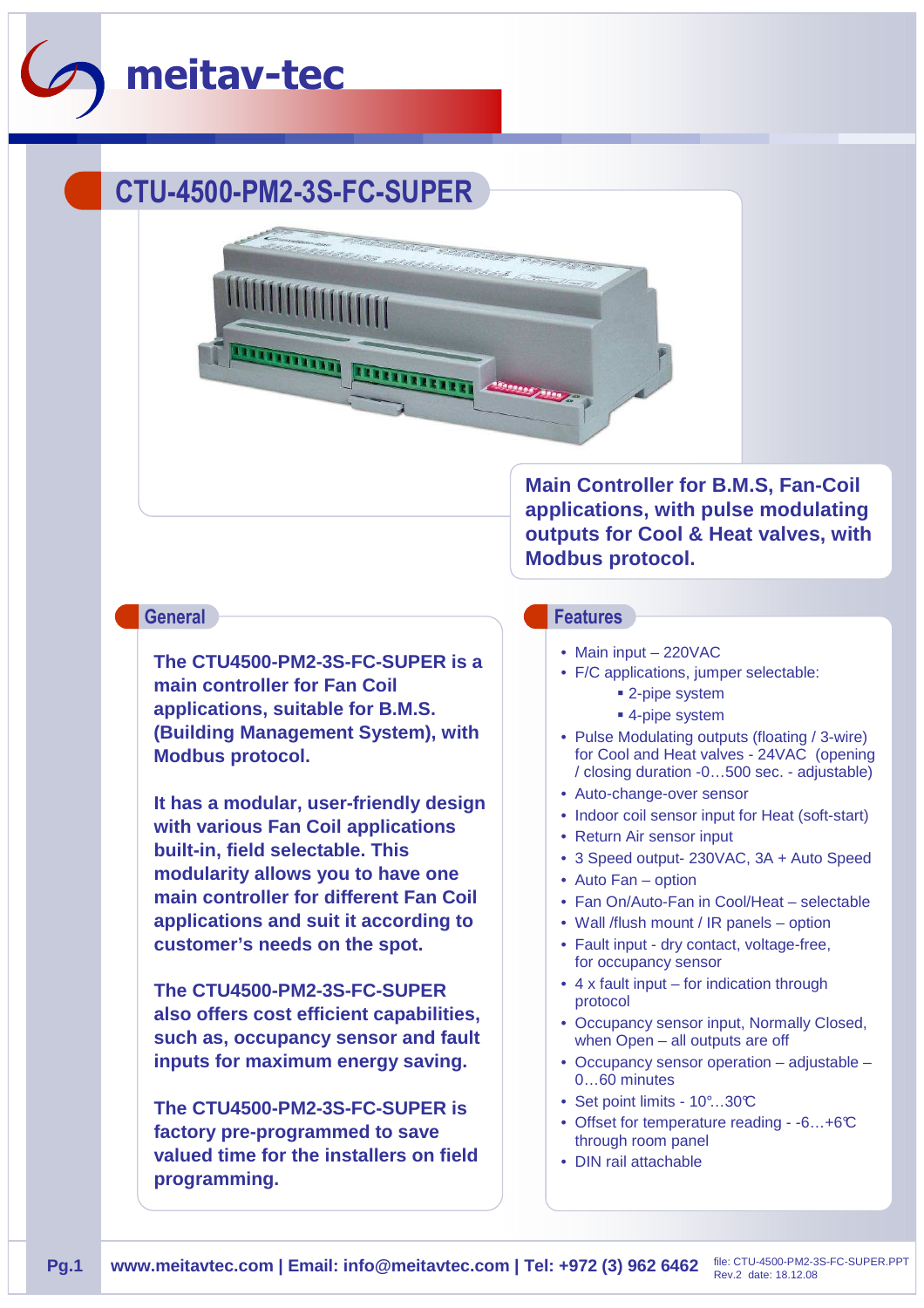meitav-tec

# CTU-4500-PM2-3S-FC-SUPER

**Main Controller for B.M.S, Fan-Coil applications, with pulse modulating outputs for Cool & Heat valves, with Modbus protocol.**

## General

**The CTU4500-PM2-3S-FC-SUPER is a main controller for Fan Coil applications, suitable for B.M.S. (Building Management System), with Modbus protocol.**

**It has a modular, user-friendly design with various Fan Coil applications built-in, field selectable. This modularity allows you to have one main controller for different Fan Coil applications and suit it according to customer's needs on the spot.**

**The CTU4500-PM2-3S-FC-SUPER also offers cost efficient capabilities, such as, occupancy sensor and fault inputs for maximum energy saving.**

**The CTU4500-PM2-3S-FC-SUPER is factory pre-programmed to save valued time for the installers on field programming.**

## Features

- Main input – 220VAC
- F/C applications, jumper selectable:
  - 2-pipe system
  - 4-pipe system
- Pulse Modulating outputs (floating / 3-wire) for Cool and Heat valves - 24VAC (opening / closing duration -0…500 sec. - adjustable)
- Auto-change-over sensor
- Indoor coil sensor input for Heat (soft-start)
- Return Air sensor input
- 3 Speed output- 230VAC, 3A + Auto Speed
- Auto Fan – option
- Fan On/Auto-Fan in Cool/Heat – selectable
- Wall /flush mount / IR panels – option
- Fault input - dry contact, voltage-free, for occupancy sensor
- 4 x fault input – for indication through protocol
- Occupancy sensor input, Normally Closed, when Open – all outputs are off
- Occupancy sensor operation – adjustable – 0…60 minutes
- Set point limits - 10°…30℃
- Offset for temperature reading - -6…+6℃ through room panel
- DIN rail attachable

www.meitavtec.com | Email: info@meitavtec.com | Tel: +972 (3) 962 6462

file: CTU-4500-PM2-3S-FC-SUPER.PPT Rev.2 date: 18.12.08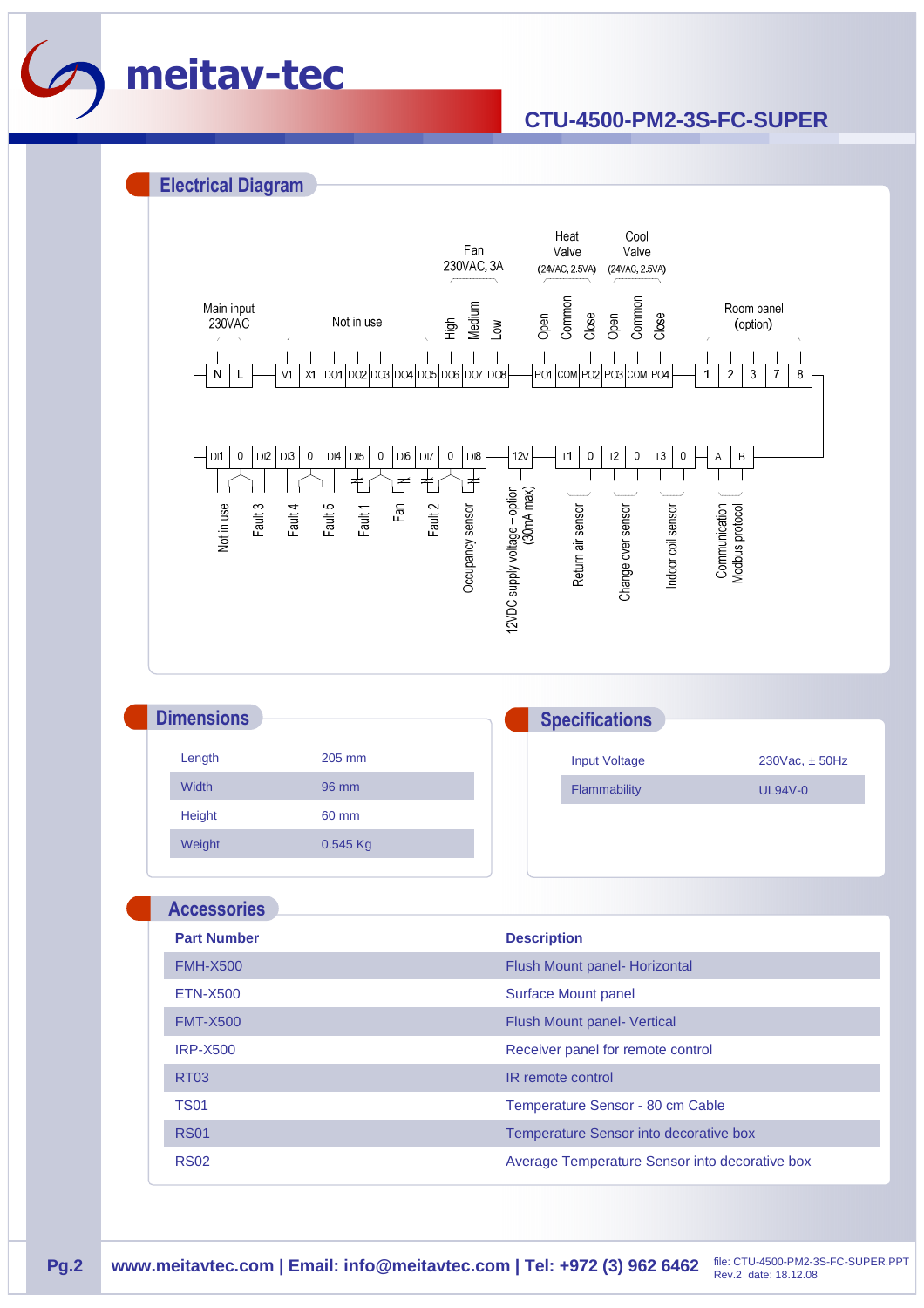# CTU-4500-PM2-3S-FC-SUPER

## Electrical Diagram

Main input 230VAC

Not in use

Fan 230VAC, 3A

High Medium Low

Heat Valve (24VAC, 2.5VA)

Cool Valve (24VAC, 2.5VA)

Open Common Close Open Common Close

Room panel (option)

N L V1 X1 DO1 DO2 DO3 DO4 DO5 DO6 DO7 DO8 PO1 COM PO2 PO3 COM PO4 1 2 3 7 8

DI1 0 DI2 DI3 0 DI4 DI5 0 DI6 DI7 0 DI8 12V T1 0 T2 0 T3 0 A B

Not in use

Fault 3

Fault 4

Fault 5

Fault 1

Fan

Fault 2

Occupancy sensor

12VDC supply voltage – option (30mA max)

Return air sensor

Change over sensor

Indoor coil sensor

Communication Modbus protocol

## Dimensions

| | |
|---|---|
| Length | 205 mm |
| Width | 96 mm |
| Height | 60 mm |
| Weight | 0.545 Kg |

## Specifications

| | |
|---|---|
| Input Voltage | 230Vac, ± 50Hz |
| Flammability | UL94V-0 |

## Accessories

| Part Number | Description |
|---|---|
| FMH-X500 | Flush Mount panel- Horizontal |
| ETN-X500 | Surface Mount panel |
| FMT-X500 | Flush Mount panel- Vertical |
| IRP-X500 | Receiver panel for remote control |
| RT03 | IR remote control |
| TS01 | Temperature Sensor - 80 cm Cable |
| RS01 | Temperature Sensor into decorative box |
| RS02 | Average Temperature Sensor into decorative box |

www.meitavtec.com | Email: info@meitavtec.com | Tel: +972 (3) 962 6462

file: CTU-4500-PM2-3S-FC-SUPER.PPT Rev.2 date: 18.12.08